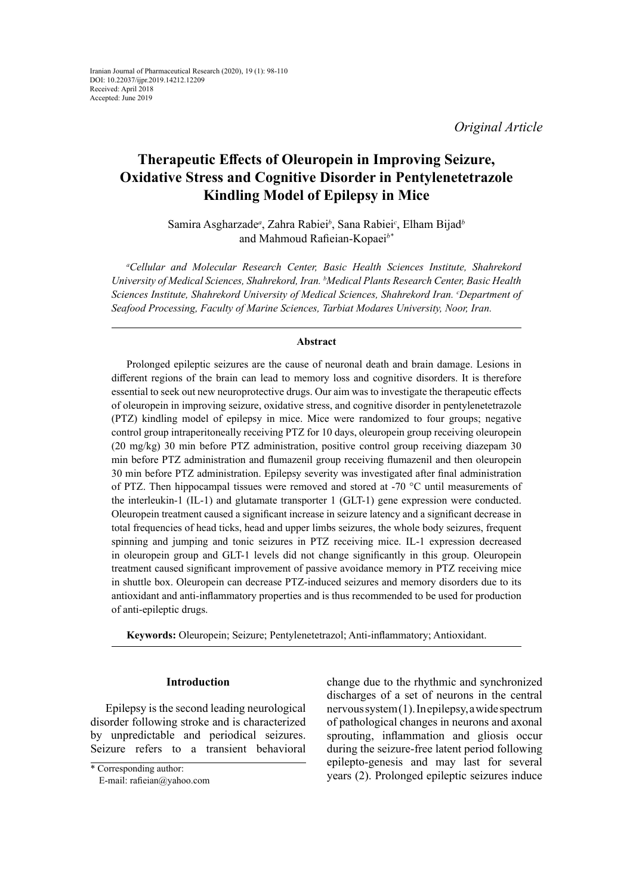Iranian Journal of Pharmaceutical Research (2020), 19 (1): 98-110
DOI: 10.22037/ijpr.2019.14212.12209
Received: April 2018
Accepted: June 2019

*Original Article*

# Therapeutic Effects of Oleuropein in Improving Seizure, Oxidative Stress and Cognitive Disorder in Pentylenetetrazole Kindling Model of Epilepsy in Mice

Samira Asgharzade[a], Zahra Rabiei[b], Sana Rabiei[c], Elham Bijad[b] and Mahmoud Rafieian-Kopaei[b*]

*[a]Cellular and Molecular Research Center, Basic Health Sciences Institute, Shahrekord University of Medical Sciences, Shahrekord, Iran. [b]Medical Plants Research Center, Basic Health Sciences Institute, Shahrekord University of Medical Sciences, Shahrekord Iran. [c]Department of Seafood Processing, Faculty of Marine Sciences, Tarbiat Modares University, Noor, Iran.*

## Abstract

Prolonged epileptic seizures are the cause of neuronal death and brain damage. Lesions in different regions of the brain can lead to memory loss and cognitive disorders. It is therefore essential to seek out new neuroprotective drugs. Our aim was to investigate the therapeutic effects of oleuropein in improving seizure, oxidative stress, and cognitive disorder in pentylenetetrazole (PTZ) kindling model of epilepsy in mice. Mice were randomized to four groups; negative control group intraperitoneally receiving PTZ for 10 days, oleuropein group receiving oleuropein (20 mg/kg) 30 min before PTZ administration, positive control group receiving diazepam 30 min before PTZ administration and flumazenil group receiving flumazenil and then oleuropein 30 min before PTZ administration. Epilepsy severity was investigated after final administration of PTZ. Then hippocampal tissues were removed and stored at -70 °C until measurements of the interleukin-1 (IL-1) and glutamate transporter 1 (GLT-1) gene expression were conducted. Oleuropein treatment caused a significant increase in seizure latency and a significant decrease in total frequencies of head ticks, head and upper limbs seizures, the whole body seizures, frequent spinning and jumping and tonic seizures in PTZ receiving mice. IL-1 expression decreased in oleuropein group and GLT-1 levels did not change significantly in this group. Oleuropein treatment caused significant improvement of passive avoidance memory in PTZ receiving mice in shuttle box. Oleuropein can decrease PTZ-induced seizures and memory disorders due to its antioxidant and anti-inflammatory properties and is thus recommended to be used for production of anti-epileptic drugs.

**Keywords:** Oleuropein; Seizure; Pentylenetetrazol; Anti-inflammatory; Antioxidant.

## Introduction

Epilepsy is the second leading neurological disorder following stroke and is characterized by unpredictable and periodical seizures. Seizure refers to a transient behavioral change due to the rhythmic and synchronized discharges of a set of neurons in the central nervous system (1). In epilepsy, a wide spectrum of pathological changes in neurons and axonal sprouting, inflammation and gliosis occur during the seizure-free latent period following epilepto-genesis and may last for several years (2). Prolonged epileptic seizures induce

\* Corresponding author:
E-mail: rafieian@yahoo.com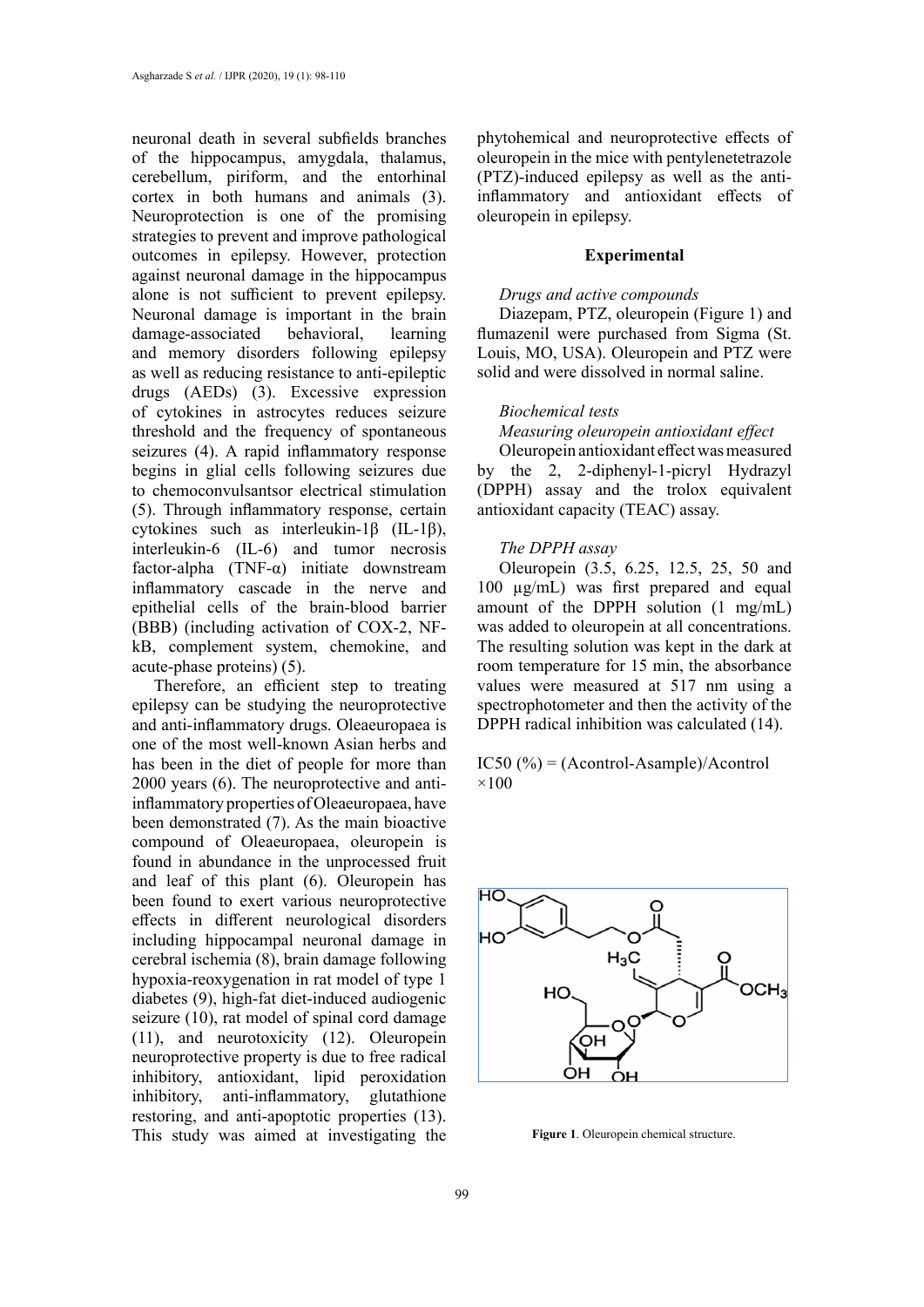neuronal death in several subfields branches of the hippocampus, amygdala, thalamus, cerebellum, piriform, and the entorhinal cortex in both humans and animals (3). Neuroprotection is one of the promising strategies to prevent and improve pathological outcomes in epilepsy. However, protection against neuronal damage in the hippocampus alone is not sufficient to prevent epilepsy. Neuronal damage is important in the brain damage-associated behavioral, learning and memory disorders following epilepsy as well as reducing resistance to anti-epileptic drugs (AEDs) (3). Excessive expression of cytokines in astrocytes reduces seizure threshold and the frequency of spontaneous seizures (4). A rapid inflammatory response begins in glial cells following seizures due to chemoconvulsantsor electrical stimulation (5). Through inflammatory response, certain cytokines such as interleukin-1β (IL-1β), interleukin-6 (IL-6) and tumor necrosis factor-alpha (TNF-α) initiate downstream inflammatory cascade in the nerve and epithelial cells of the brain-blood barrier (BBB) (including activation of COX-2, NF-kB, complement system, chemokine, and acute-phase proteins) (5).

Therefore, an efficient step to treating epilepsy can be studying the neuroprotective and anti-inflammatory drugs. Oleaeuropaea is one of the most well-known Asian herbs and has been in the diet of people for more than 2000 years (6). The neuroprotective and anti-inflammatory properties of Oleaeuropaea, have been demonstrated (7). As the main bioactive compound of Oleaeuropaea, oleuropein is found in abundance in the unprocessed fruit and leaf of this plant (6). Oleuropein has been found to exert various neuroprotective effects in different neurological disorders including hippocampal neuronal damage in cerebral ischemia (8), brain damage following hypoxia-reoxygenation in rat model of type 1 diabetes (9), high-fat diet-induced audiogenic seizure (10), rat model of spinal cord damage (11), and neurotoxicity (12). Oleuropein neuroprotective property is due to free radical inhibitory, antioxidant, lipid peroxidation inhibitory, anti-inflammatory, glutathione restoring, and anti-apoptotic properties (13). This study was aimed at investigating the phytohemical and neuroprotective effects of oleuropein in the mice with pentylenetetrazole (PTZ)-induced epilepsy as well as the anti-inflammatory and antioxidant effects of oleuropein in epilepsy.

## Experimental

*Drugs and active compounds*

Diazepam, PTZ, oleuropein (Figure 1) and flumazenil were purchased from Sigma (St. Louis, MO, USA). Oleuropein and PTZ were solid and were dissolved in normal saline.

*Biochemical tests*

*Measuring oleuropein antioxidant effect*

Oleuropein antioxidant effect was measured by the 2, 2-diphenyl-1-picryl Hydrazyl (DPPH) assay and the trolox equivalent antioxidant capacity (TEAC) assay.

*The DPPH assay*

Oleuropein (3.5, 6.25, 12.5, 25, 50 and 100 µg/mL) was first prepared and equal amount of the DPPH solution (1 mg/mL) was added to oleuropein at all concentrations. The resulting solution was kept in the dark at room temperature for 15 min, the absorbance values were measured at 517 nm using a spectrophotometer and then the activity of the DPPH radical inhibition was calculated (14).

$$IC50\ (\%) = (A_{control} - A_{sample})/A_{control} \times 100$$

**Figure 1**. Oleuropein chemical structure.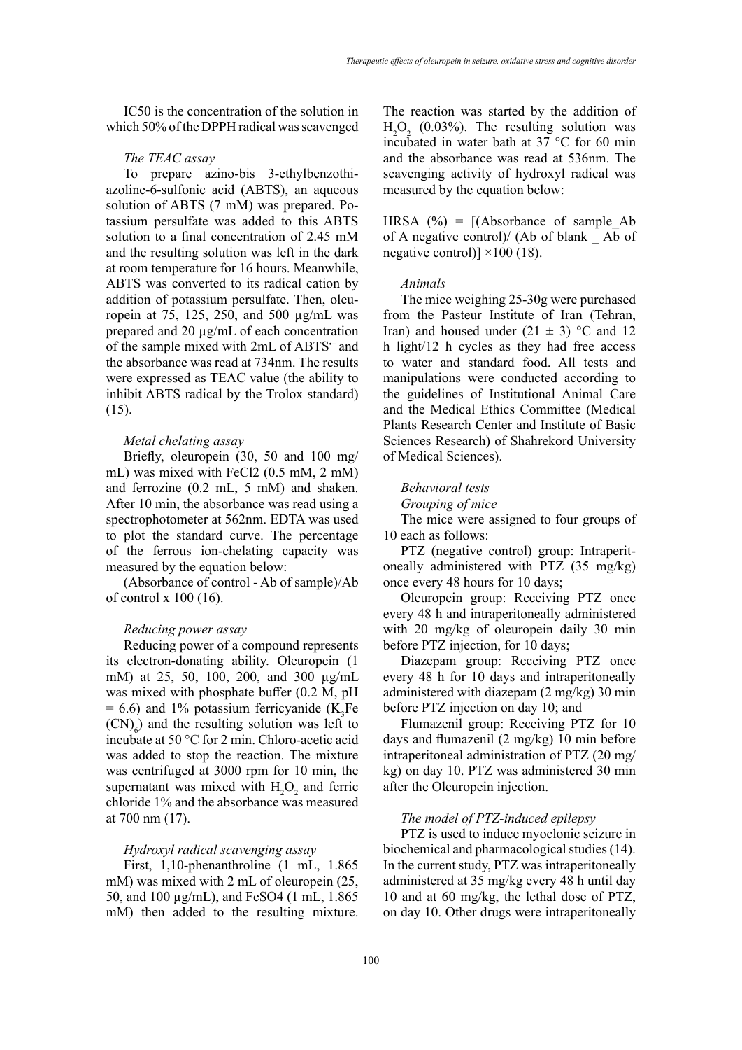IC50 is the concentration of the solution in which 50% of the DPPH radical was scavenged

*The TEAC assay*

To prepare azino-bis 3-ethylbenzothiazoline-6-sulfonic acid (ABTS), an aqueous solution of ABTS (7 mM) was prepared. Potassium persulfate was added to this ABTS solution to a final concentration of 2.45 mM and the resulting solution was left in the dark at room temperature for 16 hours. Meanwhile, ABTS was converted to its radical cation by addition of potassium persulfate. Then, oleuropein at 75, 125, 250, and 500 µg/mL was prepared and 20 µg/mL of each concentration of the sample mixed with 2mL of $ABTS^{•+}$ and the absorbance was read at 734nm. The results were expressed as TEAC value (the ability to inhibit ABTS radical by the Trolox standard) (15).

*Metal chelating assay*

Briefly, oleuropein (30, 50 and 100 mg/mL) was mixed with FeCl2 (0.5 mM, 2 mM) and ferrozine (0.2 mL, 5 mM) and shaken. After 10 min, the absorbance was read using a spectrophotometer at 562nm. EDTA was used to plot the standard curve. The percentage of the ferrous ion-chelating capacity was measured by the equation below:

(Absorbance of control - Ab of sample)/Ab of control x 100 (16).

*Reducing power assay*

Reducing power of a compound represents its electron-donating ability. Oleuropein (1 mM) at 25, 50, 100, 200, and 300 µg/mL was mixed with phosphate buffer (0.2 M, pH = 6.6) and 1% potassium ferricyanide ($K_3Fe(CN)_6$) and the resulting solution was left to incubate at 50 °C for 2 min. Chloro-acetic acid was added to stop the reaction. The mixture was centrifuged at 3000 rpm for 10 min, the supernatant was mixed with $H_2O_2$ and ferric chloride 1% and the absorbance was measured at 700 nm (17).

*Hydroxyl radical scavenging assay*

First, 1,10-phenanthroline (1 mL, 1.865 mM) was mixed with 2 mL of oleuropein (25, 50, and 100 µg/mL), and FeSO4 (1 mL, 1.865 mM) then added to the resulting mixture. The reaction was started by the addition of $H_2O_2$ (0.03%). The resulting solution was incubated in water bath at 37 °C for 60 min and the absorbance was read at 536nm. The scavenging activity of hydroxyl radical was measured by the equation below:

HRSA (%) = [(Absorbance of sample_Ab of A negative control)/ (Ab of blank _ Ab of negative control)] ×100 (18).

*Animals*

The mice weighing 25-30g were purchased from the Pasteur Institute of Iran (Tehran, Iran) and housed under (21 ± 3) °C and 12 h light/12 h cycles as they had free access to water and standard food. All tests and manipulations were conducted according to the guidelines of Institutional Animal Care and the Medical Ethics Committee (Medical Plants Research Center and Institute of Basic Sciences Research) of Shahrekord University of Medical Sciences).

*Behavioral tests*

*Grouping of mice*

The mice were assigned to four groups of 10 each as follows:

PTZ (negative control) group: Intraperitoneally administered with PTZ (35 mg/kg) once every 48 hours for 10 days;

Oleuropein group: Receiving PTZ once every 48 h and intraperitoneally administered with 20 mg/kg of oleuropein daily 30 min before PTZ injection, for 10 days;

Diazepam group: Receiving PTZ once every 48 h for 10 days and intraperitoneally administered with diazepam (2 mg/kg) 30 min before PTZ injection on day 10; and

Flumazenil group: Receiving PTZ for 10 days and flumazenil (2 mg/kg) 10 min before intraperitoneal administration of PTZ (20 mg/kg) on day 10. PTZ was administered 30 min after the Oleuropein injection.

*The model of PTZ-induced epilepsy*

PTZ is used to induce myoclonic seizure in biochemical and pharmacological studies (14). In the current study, PTZ was intraperitoneally administered at 35 mg/kg every 48 h until day 10 and at 60 mg/kg, the lethal dose of PTZ, on day 10. Other drugs were intraperitoneally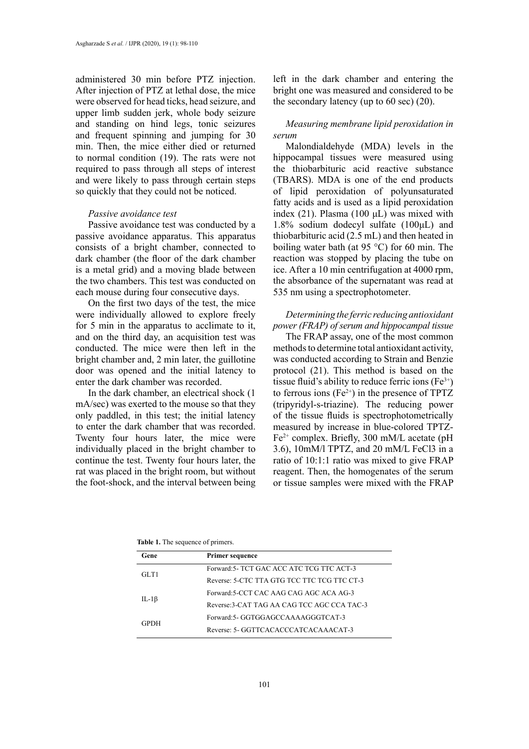administered 30 min before PTZ injection. After injection of PTZ at lethal dose, the mice were observed for head ticks, head seizure, and upper limb sudden jerk, whole body seizure and standing on hind legs, tonic seizures and frequent spinning and jumping for 30 min. Then, the mice either died or returned to normal condition (19). The rats were not required to pass through all steps of interest and were likely to pass through certain steps so quickly that they could not be noticed.

*Passive avoidance test*

Passive avoidance test was conducted by a passive avoidance apparatus. This apparatus consists of a bright chamber, connected to dark chamber (the floor of the dark chamber is a metal grid) and a moving blade between the two chambers. This test was conducted on each mouse during four consecutive days.

On the first two days of the test, the mice were individually allowed to explore freely for 5 min in the apparatus to acclimate to it, and on the third day, an acquisition test was conducted. The mice were then left in the bright chamber and, 2 min later, the guillotine door was opened and the initial latency to enter the dark chamber was recorded.

In the dark chamber, an electrical shock (1 mA/sec) was exerted to the mouse so that they only paddled, in this test; the initial latency to enter the dark chamber that was recorded. Twenty four hours later, the mice were individually placed in the bright chamber to continue the test. Twenty four hours later, the rat was placed in the bright room, but without the foot-shock, and the interval between being left in the dark chamber and entering the bright one was measured and considered to be the secondary latency (up to 60 sec) (20).

*Measuring membrane lipid peroxidation in serum*

Malondialdehyde (MDA) levels in the hippocampal tissues were measured using the thiobarbituric acid reactive substance (TBARS). MDA is one of the end products of lipid peroxidation of polyunsaturated fatty acids and is used as a lipid peroxidation index (21). Plasma (100 µL) was mixed with 1.8% sodium dodecyl sulfate (100µL) and thiobarbituric acid (2.5 mL) and then heated in boiling water bath (at 95 °C) for 60 min. The reaction was stopped by placing the tube on ice. After a 10 min centrifugation at 4000 rpm, the absorbance of the supernatant was read at 535 nm using a spectrophotometer.

*Determining the ferric reducing antioxidant power (FRAP) of serum and hippocampal tissue*

The FRAP assay, one of the most common methods to determine total antioxidant activity, was conducted according to Strain and Benzie protocol (21). This method is based on the tissue fluid's ability to reduce ferric ions ($Fe^{3+}$) to ferrous ions ($Fe^{2+}$) in the presence of TPTZ (tripyridyl-s-triazine). The reducing power of the tissue fluids is spectrophotometrically measured by increase in blue-colored TPTZ-$Fe^{2+}$ complex. Briefly, 300 mM/L acetate (pH 3.6), 10mM/l TPTZ, and 20 mM/L $FeCl_3$ in a ratio of 10:1:1 ratio was mixed to give FRAP reagent. Then, the homogenates of the serum or tissue samples were mixed with the FRAP

**Table 1.** The sequence of primers.

| Gene | Primer sequence |
|---|---|
| GLT1 | Forward:5- TCT GAC ACC ATC TCG TTC ACT-3 |
| | Reverse: 5-CTC TTA GTG TCC TTC TCG TTC CT-3 |
| IL-1β | Forward:5-CCT CAC AAG CAG AGC ACA AG-3 |
| | Reverse:3-CAT TAG AA CAG TCC AGC CCA TAC-3 |
| GPDH | Forward:5- GGTGGAGCCAAAAGGGTCAT-3 |
| | Reverse: 5- GGTTCACACCCATCACAAACAT-3 |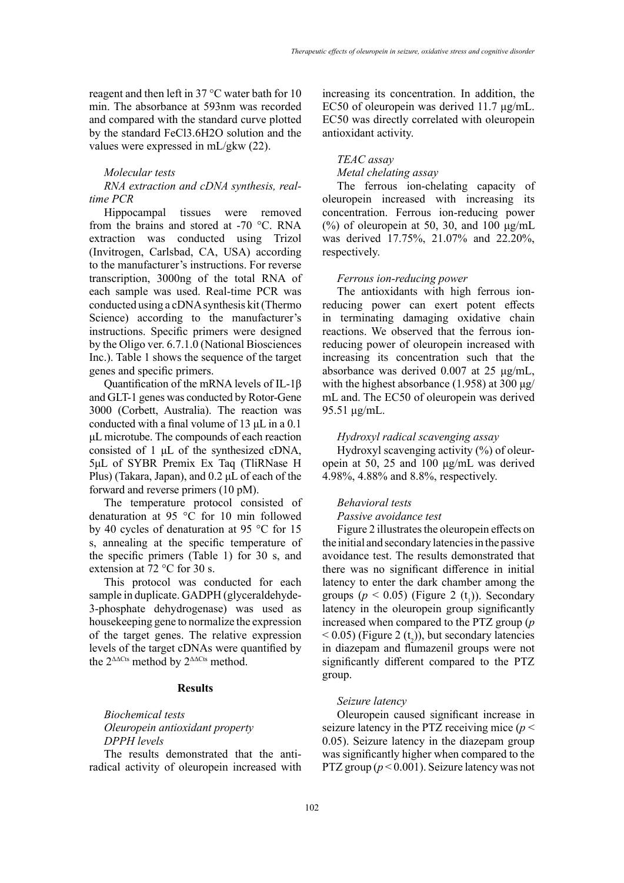reagent and then left in 37 °C water bath for 10 min. The absorbance at 593nm was recorded and compared with the standard curve plotted by the standard $FeCl_3.6H_2O$ solution and the values were expressed in mL/gkw (22).

*Molecular tests*

*RNA extraction and cDNA synthesis, real-time PCR*

Hippocampal tissues were removed from the brains and stored at -70 °C. RNA extraction was conducted using Trizol (Invitrogen, Carlsbad, CA, USA) according to the manufacturer's instructions. For reverse transcription, 3000ng of the total RNA of each sample was used. Real-time PCR was conducted using a cDNA synthesis kit (Thermo Science) according to the manufacturer's instructions. Specific primers were designed by the Oligo ver. 6.7.1.0 (National Biosciences Inc.). Table 1 shows the sequence of the target genes and specific primers.

Quantification of the mRNA levels of IL-1β and GLT-1 genes was conducted by Rotor-Gene 3000 (Corbett, Australia). The reaction was conducted with a final volume of 13 µL in a 0.1 µL microtube. The compounds of each reaction consisted of 1 µL of the synthesized cDNA, 5µL of SYBR Premix Ex Taq (TliRNase H Plus) (Takara, Japan), and 0.2 µL of each of the forward and reverse primers (10 pM).

The temperature protocol consisted of denaturation at 95 °C for 10 min followed by 40 cycles of denaturation at 95 °C for 15 s, annealing at the specific temperature of the specific primers (Table 1) for 30 s, and extension at 72 °C for 30 s.

This protocol was conducted for each sample in duplicate. GADPH (glyceraldehyde-3-phosphate dehydrogenase) was used as housekeeping gene to normalize the expression of the target genes. The relative expression levels of the target cDNAs were quantified by the $2^{\Delta\Delta Cts}$ method by $2^{\Delta\Delta Cts}$ method.

## Results

*Biochemical tests*

*Oleuropein antioxidant property*

*DPPH levels*

The results demonstrated that the anti-radical activity of oleuropein increased with increasing its concentration. In addition, the EC50 of oleuropein was derived 11.7 µg/mL. EC50 was directly correlated with oleuropein antioxidant activity.

*TEAC assay*

*Metal chelating assay*

The ferrous ion-chelating capacity of oleuropein increased with increasing its concentration. Ferrous ion-reducing power (%) of oleuropein at 50, 30, and 100 µg/mL was derived 17.75%, 21.07% and 22.20%, respectively.

*Ferrous ion-reducing power*

The antioxidants with high ferrous ion-reducing power can exert potent effects in terminating damaging oxidative chain reactions. We observed that the ferrous ion-reducing power of oleuropein increased with increasing its concentration such that the absorbance was derived 0.007 at 25 µg/mL, with the highest absorbance (1.958) at 300 µg/mL and. The EC50 of oleuropein was derived 95.51 µg/mL.

*Hydroxyl radical scavenging assay*

Hydroxyl scavenging activity (%) of oleuropein at 50, 25 and 100 µg/mL was derived 4.98%, 4.88% and 8.8%, respectively.

*Behavioral tests*

*Passive avoidance test*

Figure 2 illustrates the oleuropein effects on the initial and secondary latencies in the passive avoidance test. The results demonstrated that there was no significant difference in initial latency to enter the dark chamber among the groups ($p < 0.05$) (Figure 2 ($t_1$)). Secondary latency in the oleuropein group significantly increased when compared to the PTZ group ($p < 0.05$) (Figure 2 ($t_2$)), but secondary latencies in diazepam and flumazenil groups were not significantly different compared to the PTZ group.

*Seizure latency*

Oleuropein caused significant increase in seizure latency in the PTZ receiving mice ($p < 0.05$). Seizure latency in the diazepam group was significantly higher when compared to the PTZ group ($p < 0.001$). Seizure latency was not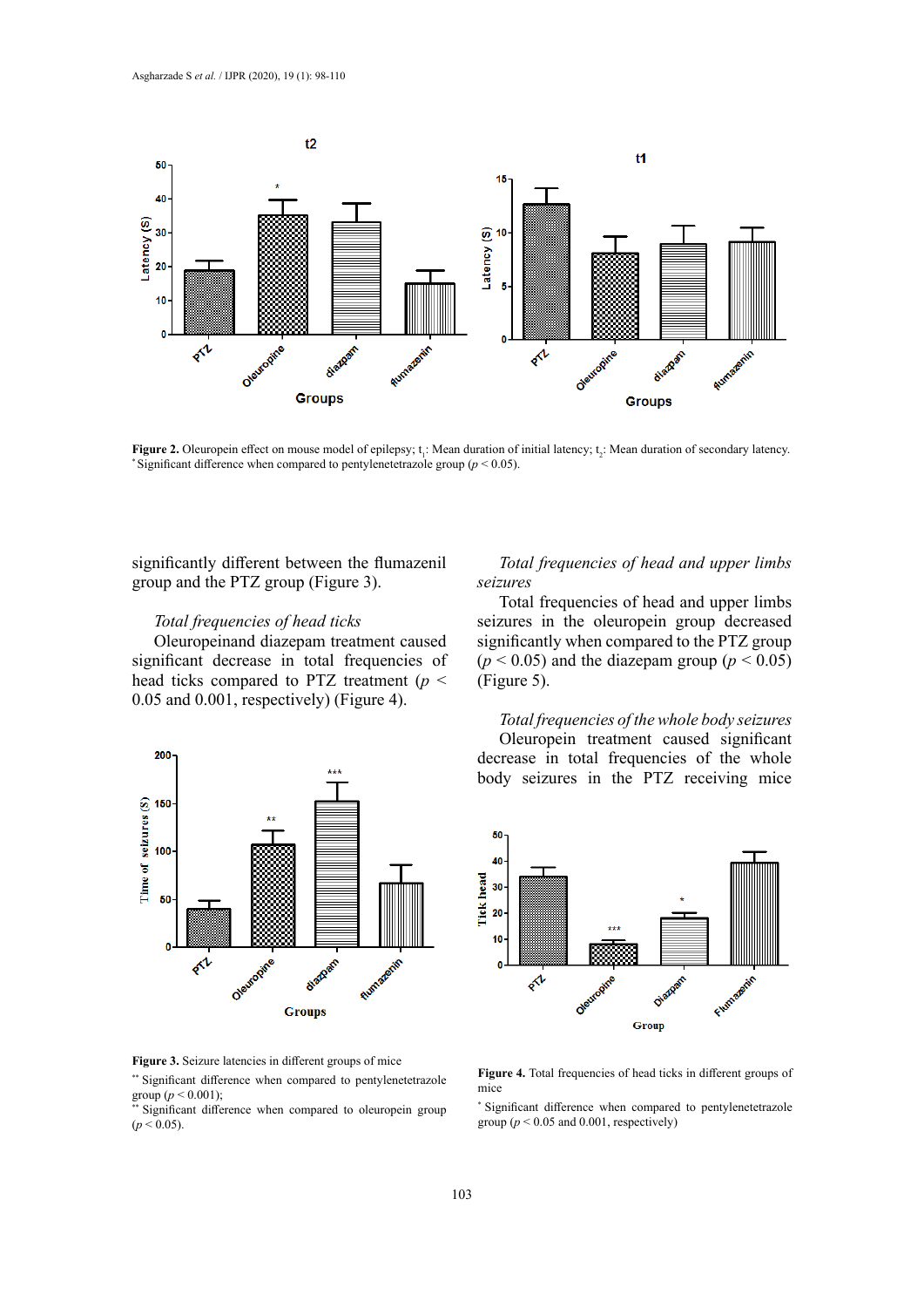t2

50
40
30
20
10
0

Latency (S)

*

PTZ
Oleuropine
diazpam
flumazenin

Groups

t1

15
10
5
0

Latency (S)

PTZ
Oleuropine
diazpam
flumazenin

Groups

**Figure 2.** Oleuropein effect on mouse model of epilepsy; $t_1$: Mean duration of initial latency; $t_2$: Mean duration of secondary latency. * Significant difference when compared to pentylenetetrazole group ($p < 0.05$).

significantly different between the flumazenil group and the PTZ group (Figure 3).

*Total frequencies of head ticks*

Oleuropeinand diazepam treatment caused significant decrease in total frequencies of head ticks compared to PTZ treatment ($p < 0.05$ and 0.001, respectively) (Figure 4).

*Total frequencies of head and upper limbs seizures*

Total frequencies of head and upper limbs seizures in the oleuropein group decreased significantly when compared to the PTZ group ($p < 0.05$) and the diazepam group ($p < 0.05$) (Figure 5).

*Total frequencies of the whole body seizures*

Oleuropein treatment caused significant decrease in total frequencies of the whole body seizures in the PTZ receiving mice

200
150
100
50
0

Time of seizures (S)

**
***

PTZ
Oleuropine
diazpam
flumazenin

Groups

**Figure 3.** Seizure latencies in different groups of mice

** Significant difference when compared to pentylenetetrazole group ($p < 0.001$);

** Significant difference when compared to oleuropein group ($p < 0.05$).

50
40
30
20
10
0

Tick head

***
*

PTZ
Oleuropine
Diazepam
Flumazenin

Group

**Figure 4.** Total frequencies of head ticks in different groups of mice

* Significant difference when compared to pentylenetetrazole group ($p < 0.05$ and 0.001, respectively)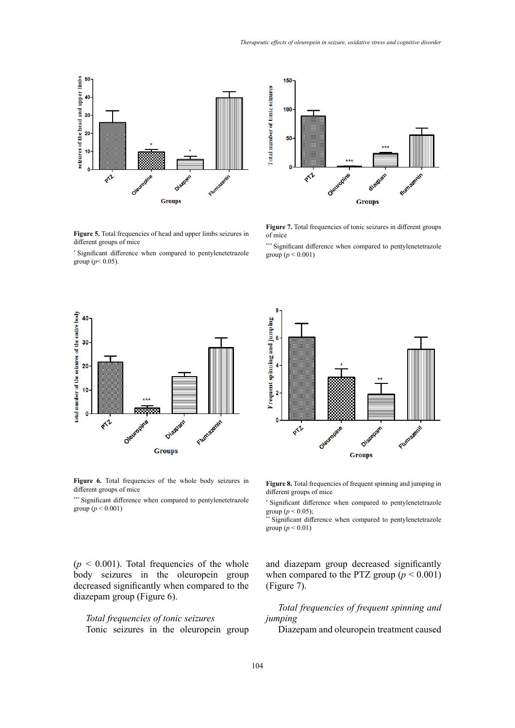seizures of the head and upper limbs

50
40
30
20
10
0

*
*

PTZ
Oleuropine
Diazpam
Flumazenin

Groups

**Figure 5.** Total frequencies of head and upper limbs seizures in different groups of mice

* Significant difference when compared to pentylenetetrazole group ($p < 0.05$).

Total number of tonic seizures

150
100
50
0

***
***

PTZ
Oleuropine
diazpam
flumazenin

Groups

**Figure 7.** Total frequencies of tonic seizures in different groups of mice

*** Significant difference when compared to pentylenetetrazole group ($p < 0.001$)

Total number of the seizures of the entire body

40
30
20
10
0

***

PTZ
Oleuropine
Diazpam
Flumazenin

Groups

**Figure 6.** Total frequencies of the whole body seizures in different groups of mice

*** Significant difference when compared to pentylenetetrazole group ($p < 0.001$)

Frequent spinning and jumping

8
6
4
2
0

*
**

PTZ
Oleuropine
Diazepam
Flumazenil

Groups

**Figure 8.** Total frequencies of frequent spinning and jumping in different groups of mice

* Significant difference when compared to pentylenetetrazole group ($p < 0.05$);

** Significant difference when compared to pentylenetetrazole group ($p < 0.01$)

($p < 0.001$). Total frequencies of the whole body seizures in the oleuropein group decreased significantly when compared to the diazepam group (Figure 6).

*Total frequencies of tonic seizures*

Tonic seizures in the oleuropein group and diazepam group decreased significantly when compared to the PTZ group ($p < 0.001$) (Figure 7).

*Total frequencies of frequent spinning and jumping*

Diazepam and oleuropein treatment caused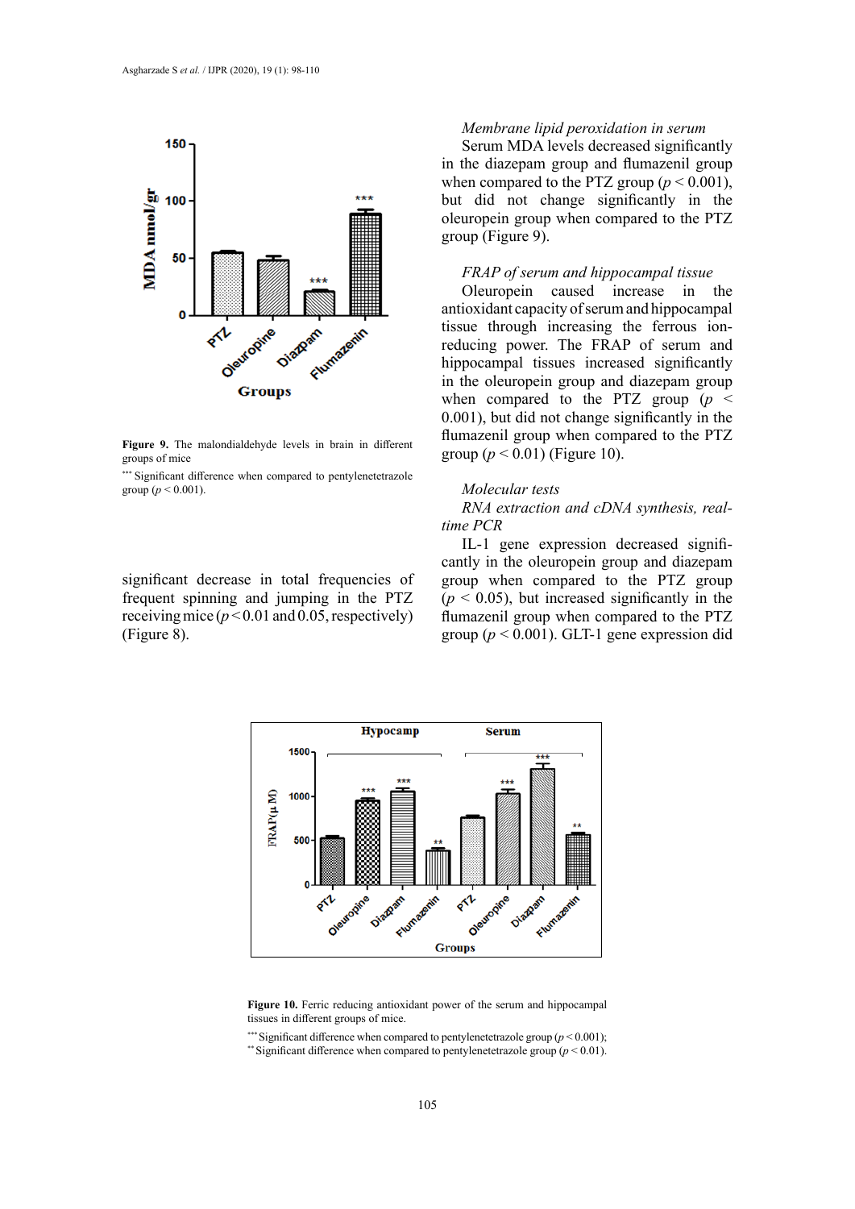150
100
50
0
MDA nmol/gr
***
***
PTZ
Oleuropine
Diazpam
Flumazenin
Groups

**Figure 9.** The malondialdehyde levels in brain in different groups of mice

*** Significant difference when compared to pentylenetetrazole group ($p < 0.001$).

significant decrease in total frequencies of frequent spinning and jumping in the PTZ receiving mice ($p < 0.01$ and $0.05$, respectively) (Figure 8).

*Membrane lipid peroxidation in serum*

Serum MDA levels decreased significantly in the diazepam group and flumazenil group when compared to the PTZ group ($p < 0.001$), but did not change significantly in the oleuropein group when compared to the PTZ group (Figure 9).

*FRAP of serum and hippocampal tissue*

Oleuropein caused increase in the antioxidant capacity of serum and hippocampal tissue through increasing the ferrous ion-reducing power. The FRAP of serum and hippocampal tissues increased significantly in the oleuropein group and diazepam group when compared to the PTZ group ($p < 0.001$), but did not change significantly in the flumazenil group when compared to the PTZ group ($p < 0.01$) (Figure 10).

*Molecular tests*

*RNA extraction and cDNA synthesis, real-time PCR*

IL-1 gene expression decreased significantly in the oleuropein group and diazepam group when compared to the PTZ group ($p < 0.05$), but increased significantly in the flumazenil group when compared to the PTZ group ($p < 0.001$). GLT-1 gene expression did

Hypocamp
Serum
1500
1000
500
0
FRAP(μ M)
***
***
**
***
***
**
PTZ
Oleuropine
Diazpam
Flumazenin
PTZ
Oleuropine
Diazpam
Flumazenin
Groups

**Figure 10.** Ferric reducing antioxidant power of the serum and hippocampal tissues in different groups of mice.

*** Significant difference when compared to pentylenetetrazole group ($p < 0.001$);
** Significant difference when compared to pentylenetetrazole group ($p < 0.01$).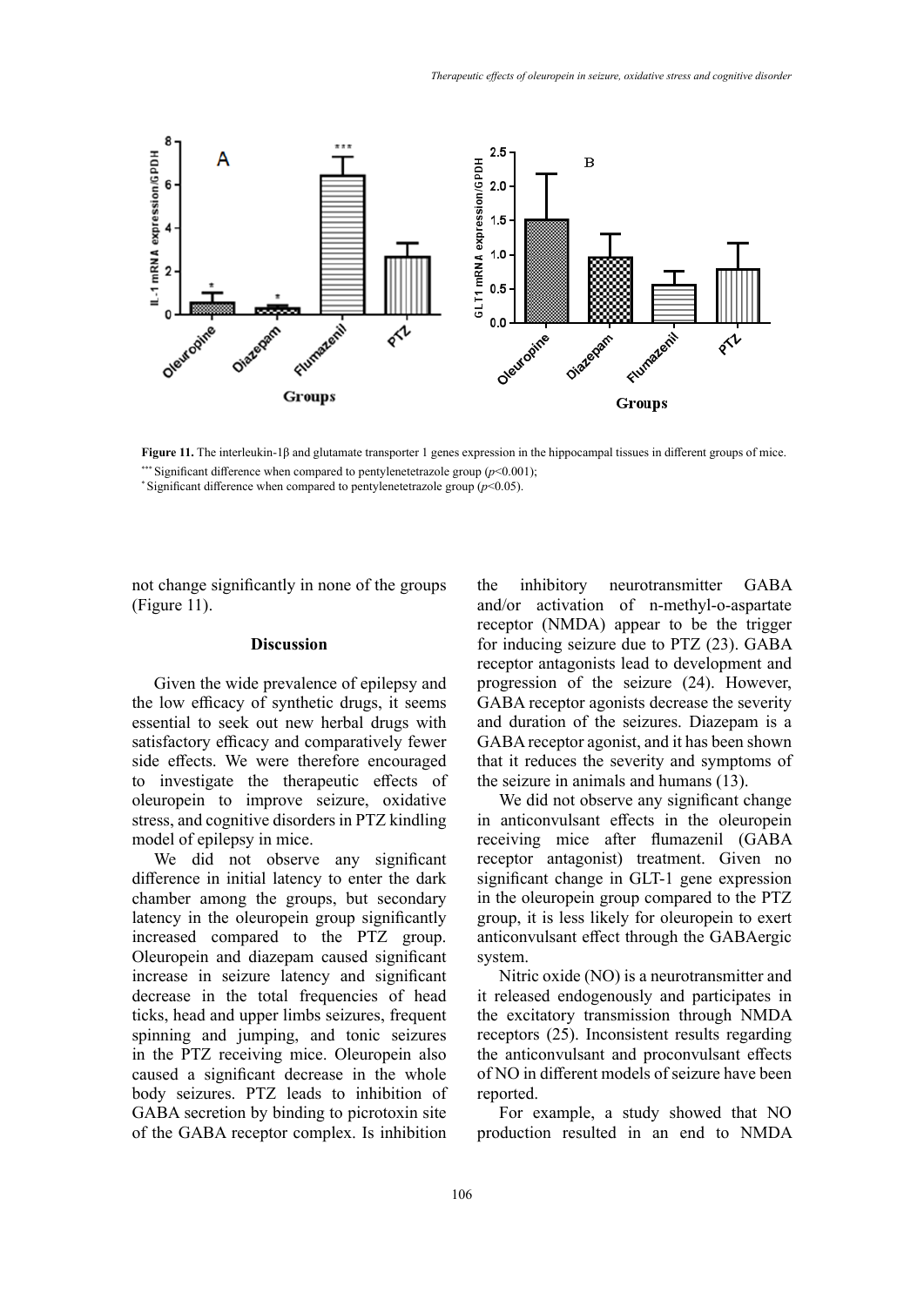A

IL-1 mRNA expression/GPDH

8
6
4
2
0

*
*
***

Oleuropine
Diazepam
Flumazenil
PTZ

Groups

B

GLT1 mRNA expression/GPDH

2.5
2.0
1.5
1.0
0.5
0.0

Oleuropine
Diazepam
Flumazenil
PTZ

Groups

**Figure 11.** The interleukin-1β and glutamate transporter 1 genes expression in the hippocampal tissues in different groups of mice.
*** Significant difference when compared to pentylenetetrazole group ($p$<0.001);
* Significant difference when compared to pentylenetetrazole group ($p$<0.05).

not change significantly in none of the groups (Figure 11).

## Discussion

Given the wide prevalence of epilepsy and the low efficacy of synthetic drugs, it seems essential to seek out new herbal drugs with satisfactory efficacy and comparatively fewer side effects. We were therefore encouraged to investigate the therapeutic effects of oleuropein to improve seizure, oxidative stress, and cognitive disorders in PTZ kindling model of epilepsy in mice.

We did not observe any significant difference in initial latency to enter the dark chamber among the groups, but secondary latency in the oleuropein group significantly increased compared to the PTZ group. Oleuropein and diazepam caused significant increase in seizure latency and significant decrease in the total frequencies of head ticks, head and upper limbs seizures, frequent spinning and jumping, and tonic seizures in the PTZ receiving mice. Oleuropein also caused a significant decrease in the whole body seizures. PTZ leads to inhibition of GABA secretion by binding to picrotoxin site of the GABA receptor complex. Is inhibition the inhibitory neurotransmitter GABA and/or activation of n-methyl-o-aspartate receptor (NMDA) appear to be the trigger for inducing seizure due to PTZ (23). GABA receptor antagonists lead to development and progression of the seizure (24). However, GABA receptor agonists decrease the severity and duration of the seizures. Diazepam is a GABA receptor agonist, and it has been shown that it reduces the severity and symptoms of the seizure in animals and humans (13).

We did not observe any significant change in anticonvulsant effects in the oleuropein receiving mice after flumazenil (GABA receptor antagonist) treatment. Given no significant change in GLT-1 gene expression in the oleuropein group compared to the PTZ group, it is less likely for oleuropein to exert anticonvulsant effect through the GABAergic system.

Nitric oxide (NO) is a neurotransmitter and it released endogenously and participates in the excitatory transmission through NMDA receptors (25). Inconsistent results regarding the anticonvulsant and proconvulsant effects of NO in different models of seizure have been reported.

For example, a study showed that NO production resulted in an end to NMDA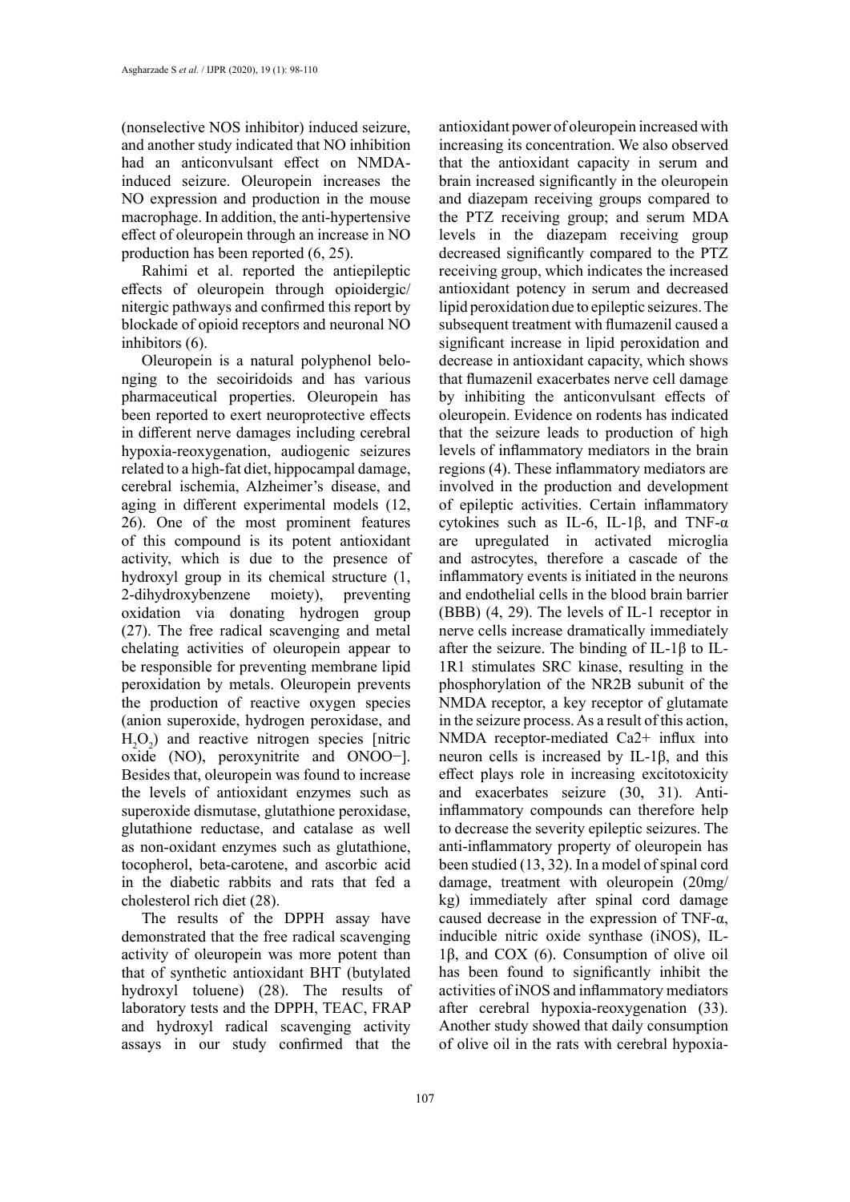(nonselective NOS inhibitor) induced seizure, and another study indicated that NO inhibition had an anticonvulsant effect on NMDA-induced seizure. Oleuropein increases the NO expression and production in the mouse macrophage. In addition, the anti-hypertensive effect of oleuropein through an increase in NO production has been reported (6, 25).

Rahimi et al. reported the antiepileptic effects of oleuropein through opioidergic/nitergic pathways and confirmed this report by blockade of opioid receptors and neuronal NO inhibitors (6).

Oleuropein is a natural polyphenol belonging to the secoiridoids and has various pharmaceutical properties. Oleuropein has been reported to exert neuroprotective effects in different nerve damages including cerebral hypoxia-reoxygenation, audiogenic seizures related to a high-fat diet, hippocampal damage, cerebral ischemia, Alzheimer's disease, and aging in different experimental models (12, 26). One of the most prominent features of this compound is its potent antioxidant activity, which is due to the presence of hydroxyl group in its chemical structure (1, 2-dihydroxybenzene moiety), preventing oxidation via donating hydrogen group (27). The free radical scavenging and metal chelating activities of oleuropein appear to be responsible for preventing membrane lipid peroxidation by metals. Oleuropein prevents the production of reactive oxygen species (anion superoxide, hydrogen peroxidase, and $H_2O_2$) and reactive nitrogen species [nitric oxide (NO), peroxynitrite and ONOO−]. Besides that, oleuropein was found to increase the levels of antioxidant enzymes such as superoxide dismutase, glutathione peroxidase, glutathione reductase, and catalase as well as non-oxidant enzymes such as glutathione, tocopherol, beta-carotene, and ascorbic acid in the diabetic rabbits and rats that fed a cholesterol rich diet (28).

The results of the DPPH assay have demonstrated that the free radical scavenging activity of oleuropein was more potent than that of synthetic antioxidant BHT (butylated hydroxyl toluene) (28). The results of laboratory tests and the DPPH, TEAC, FRAP and hydroxyl radical scavenging activity assays in our study confirmed that the antioxidant power of oleuropein increased with increasing its concentration. We also observed that the antioxidant capacity in serum and brain increased significantly in the oleuropein and diazepam receiving groups compared to the PTZ receiving group; and serum MDA levels in the diazepam receiving group decreased significantly compared to the PTZ receiving group, which indicates the increased antioxidant potency in serum and decreased lipid peroxidation due to epileptic seizures. The subsequent treatment with flumazenil caused a significant increase in lipid peroxidation and decrease in antioxidant capacity, which shows that flumazenil exacerbates nerve cell damage by inhibiting the anticonvulsant effects of oleuropein. Evidence on rodents has indicated that the seizure leads to production of high levels of inflammatory mediators in the brain regions (4). These inflammatory mediators are involved in the production and development of epileptic activities. Certain inflammatory cytokines such as IL-6, IL-1β, and TNF-α are upregulated in activated microglia and astrocytes, therefore a cascade of the inflammatory events is initiated in the neurons and endothelial cells in the blood brain barrier (BBB) (4, 29). The levels of IL-1 receptor in nerve cells increase dramatically immediately after the seizure. The binding of IL-1β to IL-1R1 stimulates SRC kinase, resulting in the phosphorylation of the NR2B subunit of the NMDA receptor, a key receptor of glutamate in the seizure process. As a result of this action, NMDA receptor-mediated $Ca2+$ influx into neuron cells is increased by IL-1β, and this effect plays role in increasing excitotoxicity and exacerbates seizure (30, 31). Anti-inflammatory compounds can therefore help to decrease the severity epileptic seizures. The anti-inflammatory property of oleuropein has been studied (13, 32). In a model of spinal cord damage, treatment with oleuropein (20mg/kg) immediately after spinal cord damage caused decrease in the expression of TNF-α, inducible nitric oxide synthase (iNOS), IL-1β, and COX (6). Consumption of olive oil has been found to significantly inhibit the activities of iNOS and inflammatory mediators after cerebral hypoxia-reoxygenation (33). Another study showed that daily consumption of olive oil in the rats with cerebral hypoxia-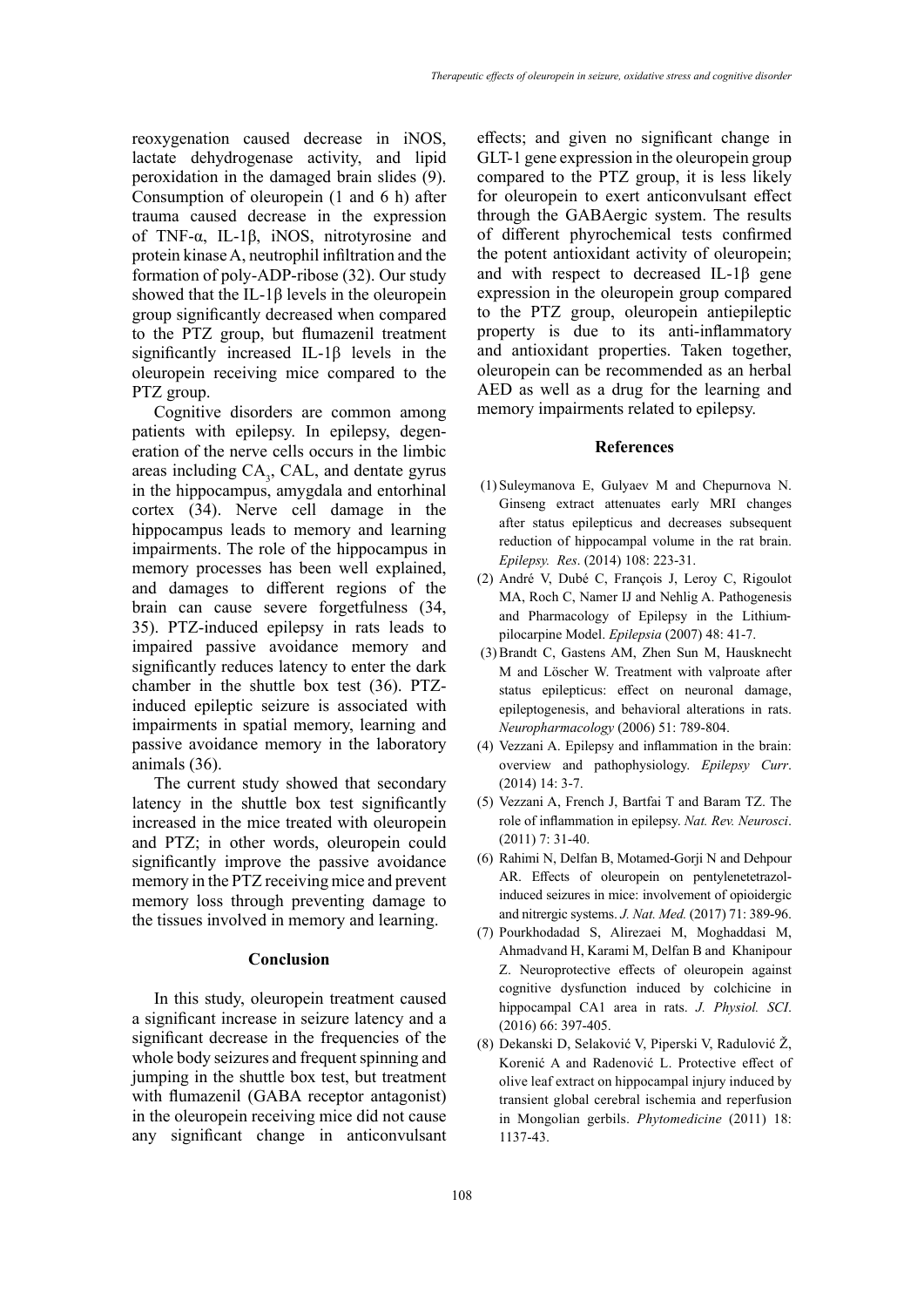reoxygenation caused decrease in iNOS, lactate dehydrogenase activity, and lipid peroxidation in the damaged brain slides (9). Consumption of oleuropein (1 and 6 h) after trauma caused decrease in the expression of TNF-α, IL-1β, iNOS, nitrotyrosine and protein kinase A, neutrophil infiltration and the formation of poly-ADP-ribose (32). Our study showed that the IL-1β levels in the oleuropein group significantly decreased when compared to the PTZ group, but flumazenil treatment significantly increased IL-1β levels in the oleuropein receiving mice compared to the PTZ group.

Cognitive disorders are common among patients with epilepsy. In epilepsy, degeneration of the nerve cells occurs in the limbic areas including $CA_3$, CAL, and dentate gyrus in the hippocampus, amygdala and entorhinal cortex (34). Nerve cell damage in the hippocampus leads to memory and learning impairments. The role of the hippocampus in memory processes has been well explained, and damages to different regions of the brain can cause severe forgetfulness (34, 35). PTZ-induced epilepsy in rats leads to impaired passive avoidance memory and significantly reduces latency to enter the dark chamber in the shuttle box test (36). PTZ-induced epileptic seizure is associated with impairments in spatial memory, learning and passive avoidance memory in the laboratory animals (36).

The current study showed that secondary latency in the shuttle box test significantly increased in the mice treated with oleuropein and PTZ; in other words, oleuropein could significantly improve the passive avoidance memory in the PTZ receiving mice and prevent memory loss through preventing damage to the tissues involved in memory and learning.

## Conclusion

In this study, oleuropein treatment caused a significant increase in seizure latency and a significant decrease in the frequencies of the whole body seizures and frequent spinning and jumping in the shuttle box test, but treatment with flumazenil (GABA receptor antagonist) in the oleuropein receiving mice did not cause any significant change in anticonvulsant effects; and given no significant change in GLT-1 gene expression in the oleuropein group compared to the PTZ group, it is less likely for oleuropein to exert anticonvulsant effect through the GABAergic system. The results of different phyrochemical tests confirmed the potent antioxidant activity of oleuropein; and with respect to decreased IL-1β gene expression in the oleuropein group compared to the PTZ group, oleuropein antiepileptic property is due to its anti-inflammatory and antioxidant properties. Taken together, oleuropein can be recommended as an herbal AED as well as a drug for the learning and memory impairments related to epilepsy.

## References

(1) Suleymanova E, Gulyaev M and Chepurnova N. Ginseng extract attenuates early MRI changes after status epilepticus and decreases subsequent reduction of hippocampal volume in the rat brain. *Epilepsy. Res*. (2014) 108: 223-31.

(2) André V, Dubé C, François J, Leroy C, Rigoulot MA, Roch C, Namer IJ and Nehlig A. Pathogenesis and Pharmacology of Epilepsy in the Lithium-pilocarpine Model. *Epilepsia* (2007) 48: 41-7.

(3) Brandt C, Gastens AM, Zhen Sun M, Hausknecht M and Löscher W. Treatment with valproate after status epilepticus: effect on neuronal damage, epileptogenesis, and behavioral alterations in rats. *Neuropharmacology* (2006) 51: 789-804.

(4) Vezzani A. Epilepsy and inflammation in the brain: overview and pathophysiology. *Epilepsy Curr*. (2014) 14: 3-7.

(5) Vezzani A, French J, Bartfai T and Baram TZ. The role of inflammation in epilepsy. *Nat. Rev. Neurosci*. (2011) 7: 31-40.

(6) Rahimi N, Delfan B, Motamed-Gorji N and Dehpour AR. Effects of oleuropein on pentylenetetrazol-induced seizures in mice: involvement of opioidergic and nitrergic systems. *J. Nat. Med.* (2017) 71: 389-96.

(7) Pourkhodadad S, Alirezaei M, Moghaddasi M, Ahmadvand H, Karami M, Delfan B and Khanipour Z. Neuroprotective effects of oleuropein against cognitive dysfunction induced by colchicine in hippocampal CA1 area in rats. *J. Physiol. SCI*. (2016) 66: 397-405.

(8) Dekanski D, Selaković V, Piperski V, Radulović Ž, Korenić A and Radenović L. Protective effect of olive leaf extract on hippocampal injury induced by transient global cerebral ischemia and reperfusion in Mongolian gerbils. *Phytomedicine* (2011) 18: 1137-43.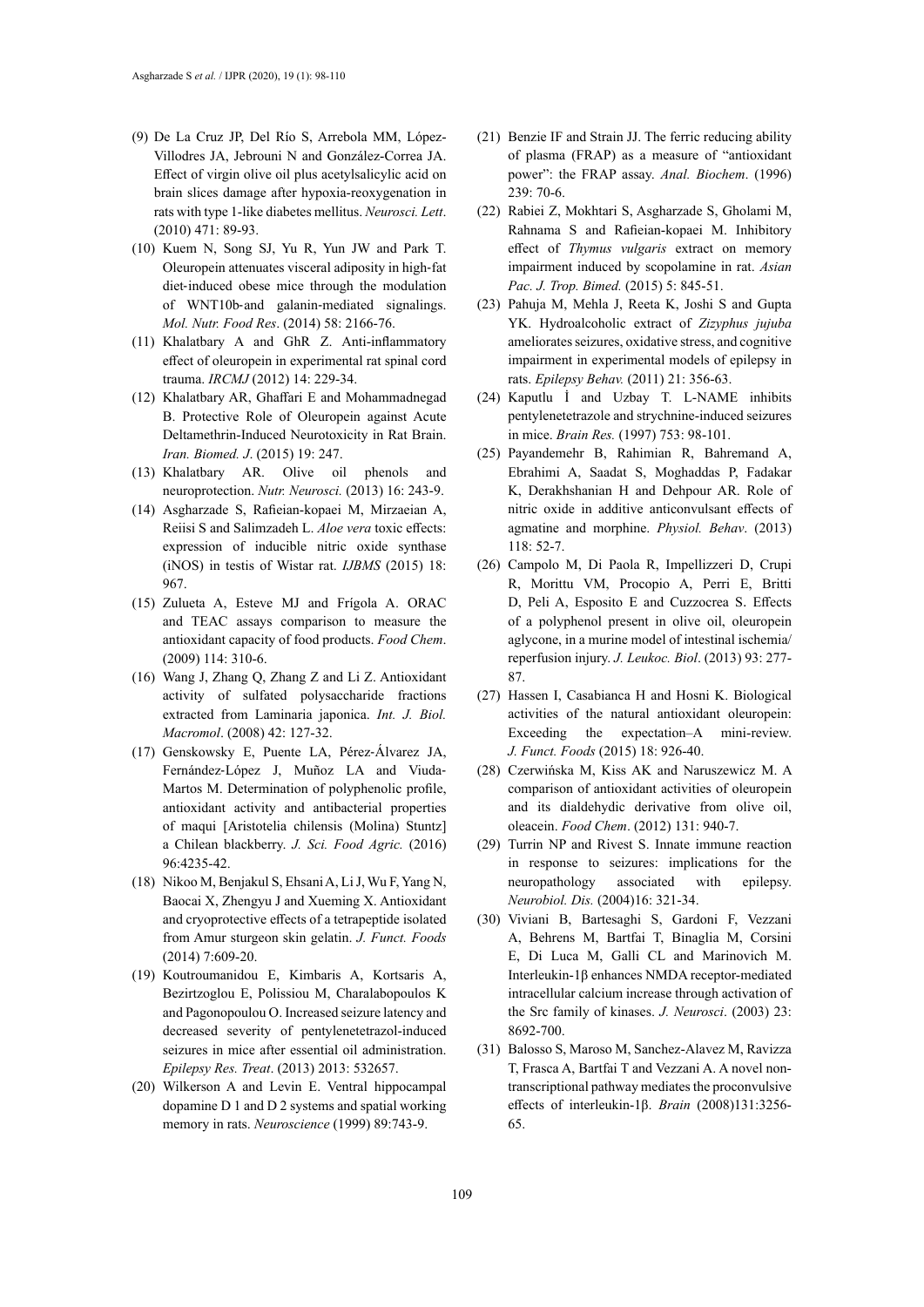(9) De La Cruz JP, Del Río S, Arrebola MM, López-Villodres JA, Jebrouni N and González-Correa JA. Effect of virgin olive oil plus acetylsalicylic acid on brain slices damage after hypoxia-reoxygenation in rats with type 1-like diabetes mellitus. *Neurosci. Lett*. (2010) 471: 89-93.

(10) Kuem N, Song SJ, Yu R, Yun JW and Park T. Oleuropein attenuates visceral adiposity in high-fat diet-induced obese mice through the modulation of WNT10b-and galanin-mediated signalings. *Mol. Nutr. Food Res*. (2014) 58: 2166-76.

(11) Khalatbary A and GhR Z. Anti-inflammatory effect of oleuropein in experimental rat spinal cord trauma. *IRCMJ* (2012) 14: 229-34.

(12) Khalatbary AR, Ghaffari E and Mohammadnegad B. Protective Role of Oleuropein against Acute Deltamethrin-Induced Neurotoxicity in Rat Brain. *Iran. Biomed. J*. (2015) 19: 247.

(13) Khalatbary AR. Olive oil phenols and neuroprotection. *Nutr. Neurosci.* (2013) 16: 243-9.

(14) Asgharzade S, Rafieian-kopaei M, Mirzaeian A, Reiisi S and Salimzadeh L. *Aloe vera* toxic effects: expression of inducible nitric oxide synthase (iNOS) in testis of Wistar rat. *IJBMS* (2015) 18: 967.

(15) Zulueta A, Esteve MJ and Frígola A. ORAC and TEAC assays comparison to measure the antioxidant capacity of food products. *Food Chem*. (2009) 114: 310-6.

(16) Wang J, Zhang Q, Zhang Z and Li Z. Antioxidant activity of sulfated polysaccharide fractions extracted from Laminaria japonica. *Int. J. Biol. Macromol*. (2008) 42: 127-32.

(17) Genskowsky E, Puente LA, Pérez-Álvarez JA, Fernández-López J, Muñoz LA and Viuda-Martos M. Determination of polyphenolic profile, antioxidant activity and antibacterial properties of maqui [Aristotelia chilensis (Molina) Stuntz] a Chilean blackberry. *J. Sci. Food Agric.* (2016) 96:4235-42.

(18) Nikoo M, Benjakul S, Ehsani A, Li J, Wu F, Yang N, Baocai X, Zhengyu J and Xueming X. Antioxidant and cryoprotective effects of a tetrapeptide isolated from Amur sturgeon skin gelatin. *J. Funct. Foods* (2014) 7:609-20.

(19) Koutroumanidou E, Kimbaris A, Kortsaris A, Bezirtzoglou E, Polissiou M, Charalabopoulos K and Pagonopoulou O. Increased seizure latency and decreased severity of pentylenetetrazol-induced seizures in mice after essential oil administration. *Epilepsy Res. Treat*. (2013) 2013: 532657.

(20) Wilkerson A and Levin E. Ventral hippocampal dopamine D 1 and D 2 systems and spatial working memory in rats. *Neuroscience* (1999) 89:743-9.

(21) Benzie IF and Strain JJ. The ferric reducing ability of plasma (FRAP) as a measure of "antioxidant power": the FRAP assay. *Anal. Biochem*. (1996) 239: 70-6.

(22) Rabiei Z, Mokhtari S, Asgharzade S, Gholami M, Rahnama S and Rafieian-kopaei M. Inhibitory effect of *Thymus vulgaris* extract on memory impairment induced by scopolamine in rat. *Asian Pac. J. Trop. Bimed.* (2015) 5: 845-51.

(23) Pahuja M, Mehla J, Reeta K, Joshi S and Gupta YK. Hydroalcoholic extract of *Zizyphus jujuba* ameliorates seizures, oxidative stress, and cognitive impairment in experimental models of epilepsy in rats. *Epilepsy Behav.* (2011) 21: 356-63.

(24) Kaputlu İ and Uzbay T. L-NAME inhibits pentylenetetrazole and strychnine-induced seizures in mice. *Brain Res.* (1997) 753: 98-101.

(25) Payandemehr B, Rahimian R, Bahremand A, Ebrahimi A, Saadat S, Moghaddas P, Fadakar K, Derakhshanian H and Dehpour AR. Role of nitric oxide in additive anticonvulsant effects of agmatine and morphine. *Physiol. Behav*. (2013) 118: 52-7.

(26) Campolo M, Di Paola R, Impellizzeri D, Crupi R, Morittu VM, Procopio A, Perri E, Britti D, Peli A, Esposito E and Cuzzocrea S. Effects of a polyphenol present in olive oil, oleuropein aglycone, in a murine model of intestinal ischemia/reperfusion injury. *J. Leukoc. Biol*. (2013) 93: 277-87.

(27) Hassen I, Casabianca H and Hosni K. Biological activities of the natural antioxidant oleuropein: Exceeding the expectation–A mini-review. *J. Funct. Foods* (2015) 18: 926-40.

(28) Czerwińska M, Kiss AK and Naruszewicz M. A comparison of antioxidant activities of oleuropein and its dialdehydic derivative from olive oil, oleacein. *Food Chem*. (2012) 131: 940-7.

(29) Turrin NP and Rivest S. Innate immune reaction in response to seizures: implications for the neuropathology associated with epilepsy. *Neurobiol. Dis.* (2004)16: 321-34.

(30) Viviani B, Bartesaghi S, Gardoni F, Vezzani A, Behrens M, Bartfai T, Binaglia M, Corsini E, Di Luca M, Galli CL and Marinovich M. Interleukin-1β enhances NMDA receptor-mediated intracellular calcium increase through activation of the Src family of kinases. *J. Neurosci*. (2003) 23: 8692-700.

(31) Balosso S, Maroso M, Sanchez-Alavez M, Ravizza T, Frasca A, Bartfai T and Vezzani A. A novel non-transcriptional pathway mediates the proconvulsive effects of interleukin-1β. *Brain* (2008)131:3256-65.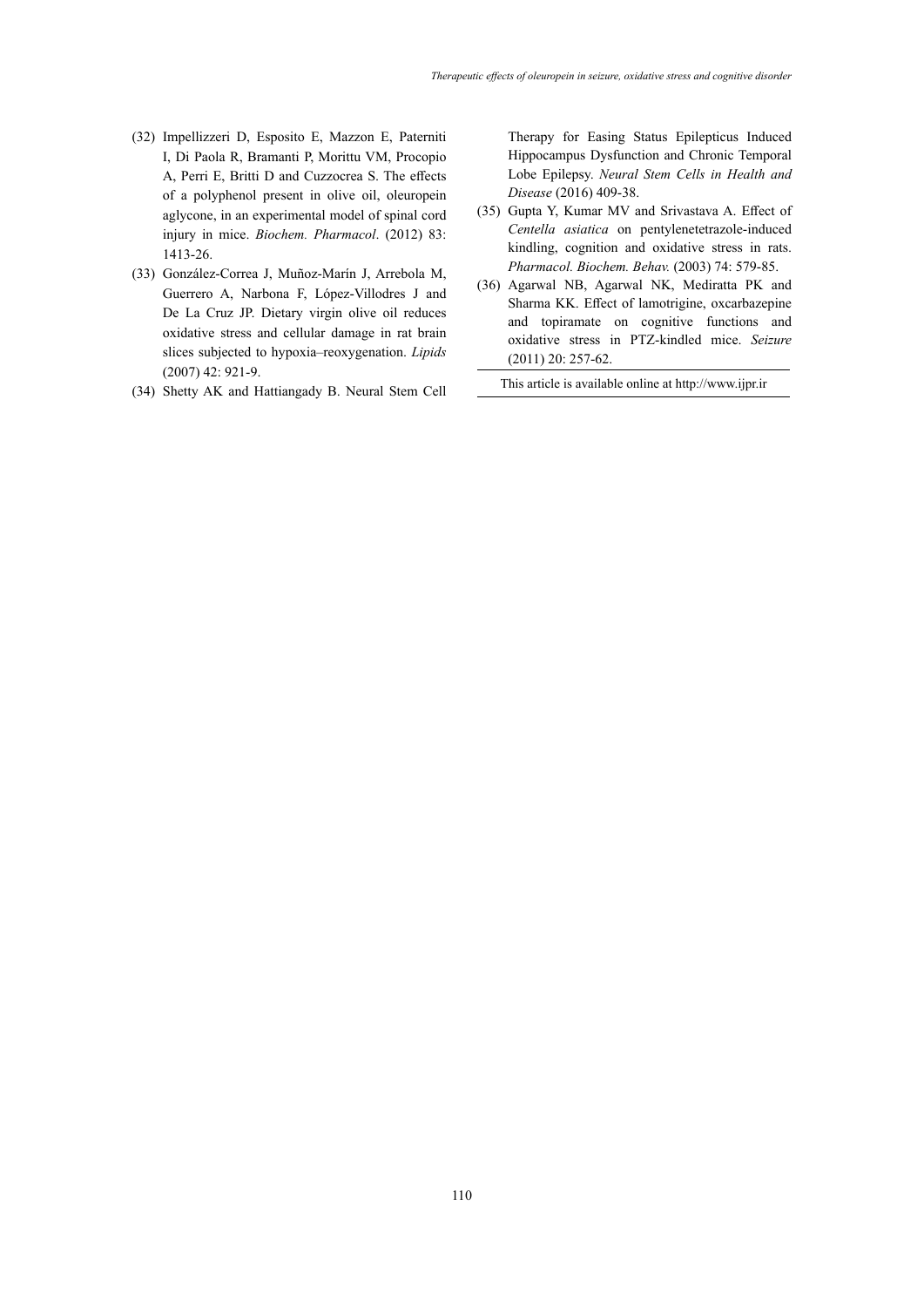(32) Impellizzeri D, Esposito E, Mazzon E, Paterniti I, Di Paola R, Bramanti P, Morittu VM, Procopio A, Perri E, Britti D and Cuzzocrea S. The effects of a polyphenol present in olive oil, oleuropein aglycone, in an experimental model of spinal cord injury in mice. *Biochem. Pharmacol*. (2012) 83: 1413-26.

(33) González-Correa J, Muñoz-Marín J, Arrebola M, Guerrero A, Narbona F, López-Villodres J and De La Cruz JP. Dietary virgin olive oil reduces oxidative stress and cellular damage in rat brain slices subjected to hypoxia–reoxygenation. *Lipids* (2007) 42: 921-9.

(34) Shetty AK and Hattiangady B. Neural Stem Cell Therapy for Easing Status Epilepticus Induced Hippocampus Dysfunction and Chronic Temporal Lobe Epilepsy. *Neural Stem Cells in Health and Disease* (2016) 409-38.

(35) Gupta Y, Kumar MV and Srivastava A. Effect of *Centella asiatica* on pentylenetetrazole-induced kindling, cognition and oxidative stress in rats. *Pharmacol. Biochem. Behav.* (2003) 74: 579-85.

(36) Agarwal NB, Agarwal NK, Mediratta PK and Sharma KK. Effect of lamotrigine, oxcarbazepine and topiramate on cognitive functions and oxidative stress in PTZ-kindled mice. *Seizure* (2011) 20: 257-62.

This article is available online at http://www.ijpr.ir